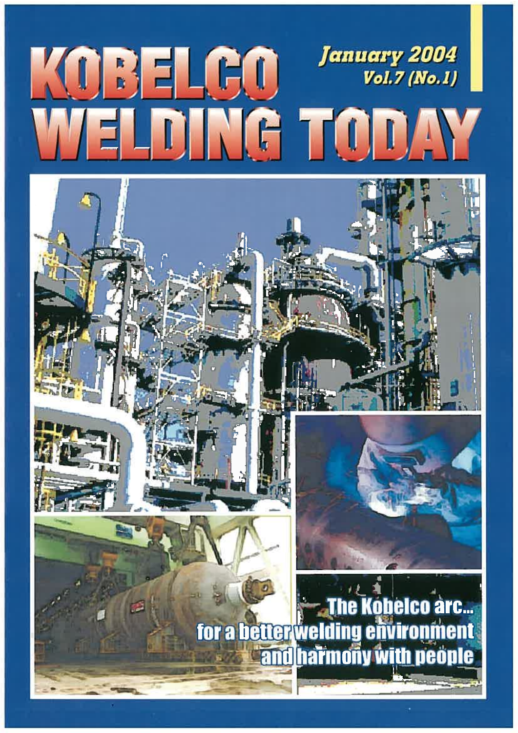# KOBELCO WELDING TODAY

*January 2004*
*Vol.7 (No.1)*

**The Kobelco arc...**
**for a better welding environment**
**and harmony with people**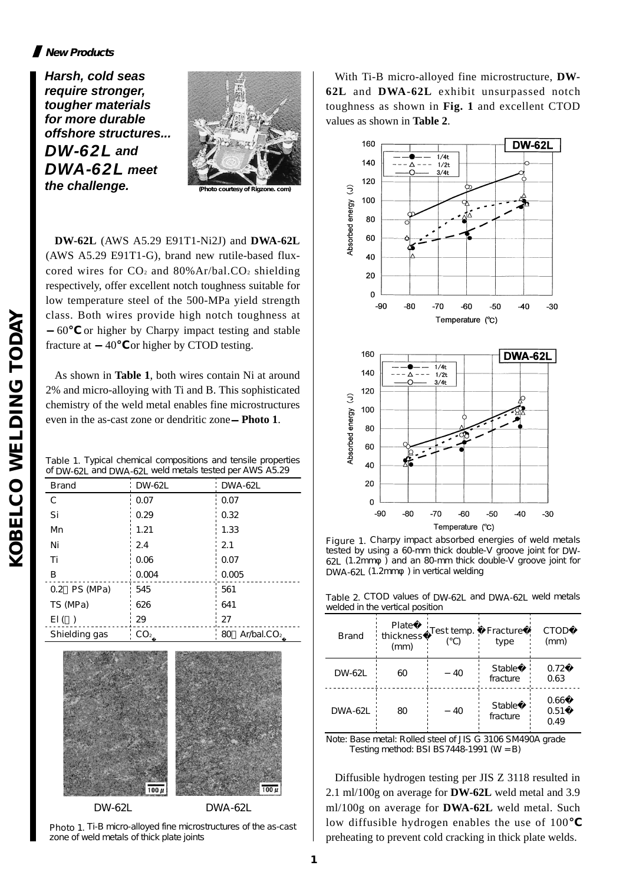**New Products**

***Harsh, cold seas require stronger, tougher materials for more durable offshore structures... DW-62L and DWA-62L meet the challenge.***

(Photo courtesy of Rigzone. com)

**DW-62L** (AWS A5.29 E91T1-Ni2J) and **DWA-62L** (AWS A5.29 E91T1-G), brand new rutile-based flux-cored wires for $CO_2$ and 80%Ar/bal.$CO_2$ shielding respectively, offer excellent notch toughness suitable for low temperature steel of the 500-MPa yield strength class. Both wires provide high notch toughness at −60℃ or higher by Charpy impact testing and stable fracture at −40℃ or higher by CTOD testing.

As shown in **Table 1**, both wires contain Ni at around 2% and micro-alloying with Ti and B. This sophisticated chemistry of the weld metal enables fine microstructures even in the as-cast zone or dendritic zone—**Photo 1**.

Table 1. Typical chemical compositions and tensile properties of DW-62L and DWA-62L weld metals tested per AWS A5.29

| Brand | DW-62L | DWA-62L |
|---|---|---|
| C | 0.07 | 0.07 |
| Si | 0.29 | 0.32 |
| Mn | 1.21 | 1.33 |
| Ni | 2.4 | 2.1 |
| Ti | 0.06 | 0.07 |
| B | 0.004 | 0.005 |
| 0.2％PS (MPa) | 545 | 561 |
| TS (MPa) | 626 | 641 |
| El (％) | 29 | 27 |
| Shielding gas | $CO_2$ | 80％Ar/bal.$CO_2$ |

DW-62L DWA-62L

Photo 1. Ti-B micro-alloyed fine microstructures of the as-cast zone of weld metals of thick plate joints

With Ti-B micro-alloyed fine microstructure, **DW-62L** and **DWA-62L** exhibit unsurpassed notch toughness as shown in **Fig. 1** and excellent CTOD values as shown in **Table 2**.

Figure 1. Charpy impact absorbed energies of weld metals tested by using a 60-mm thick double-V groove joint for DW-62L (1.2mmφ) and an 80-mm thick double-V groove joint for DWA-62L (1.2mmφ) in vertical welding

Table 2. CTOD values of DW-62L and DWA-62L weld metals welded in the vertical position

| Brand | Plate thickness (mm) | Test temp. (℃) | Fracture type | CTOD (mm) |
|---|---|---|---|---|
| DW-62L | 60 | −40 | Stable fracture | 0.72<br>0.63 |
| DWA-62L | 80 | −40 | Stable fracture | 0.66<br>0.51<br>0.49 |

Note: Base metal: Rolled steel of JIS G 3106 SM490A grade
Testing method: BSI BS7448-1991 (W＝B)

Diffusible hydrogen testing per JIS Z 3118 resulted in 2.1 ml/100g on average for **DW-62L** weld metal and 3.9 ml/100g on average for **DWA-62L** weld metal. Such low diffusible hydrogen enables the use of 100℃ preheating to prevent cold cracking in thick plate welds.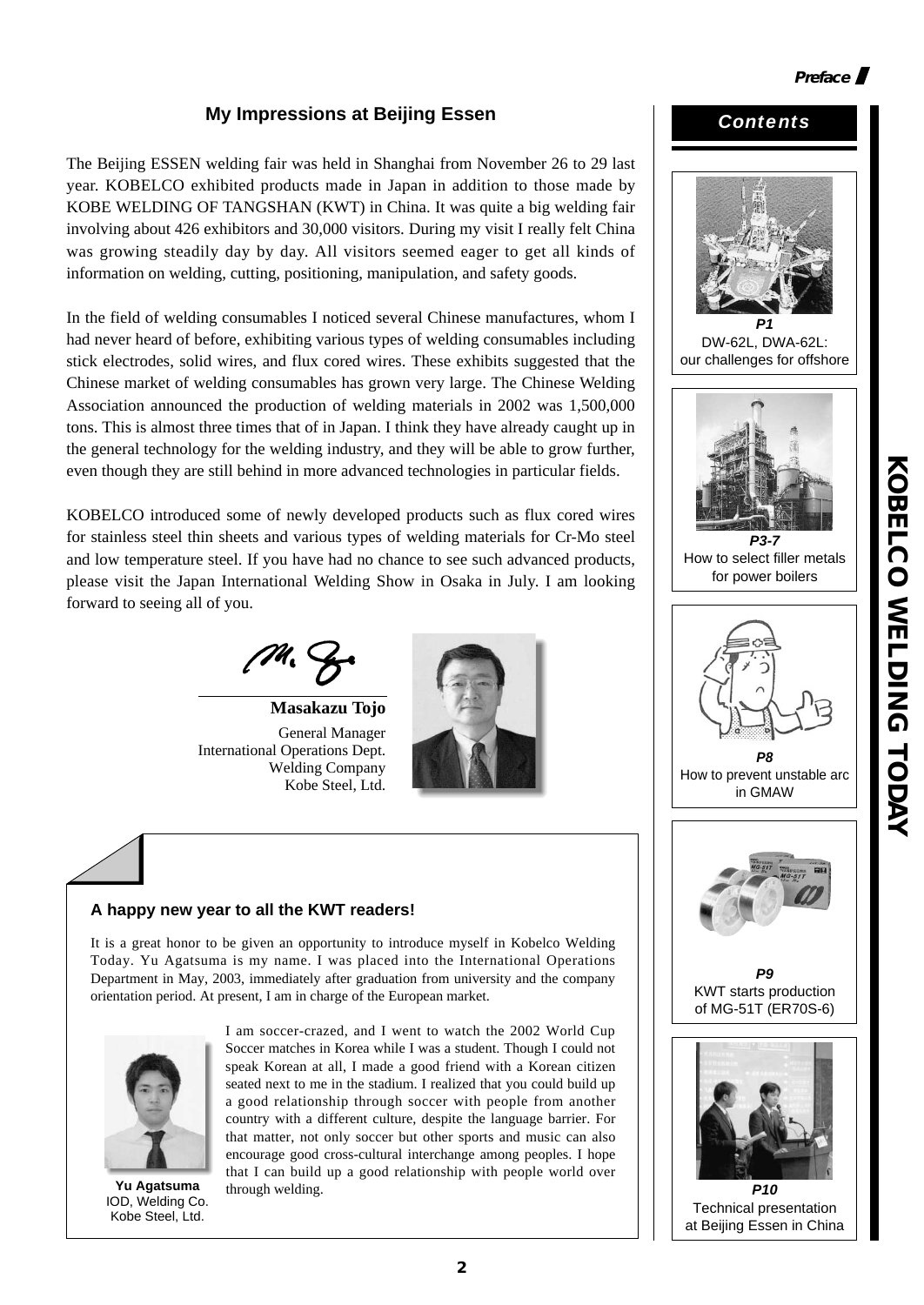## My Impressions at Beijing Essen

The Beijing ESSEN welding fair was held in Shanghai from November 26 to 29 last year. KOBELCO exhibited products made in Japan in addition to those made by KOBE WELDING OF TANGSHAN (KWT) in China. It was quite a big welding fair involving about 426 exhibitors and 30,000 visitors. During my visit I really felt China was growing steadily day by day. All visitors seemed eager to get all kinds of information on welding, cutting, positioning, manipulation, and safety goods.

In the field of welding consumables I noticed several Chinese manufactures, whom I had never heard of before, exhibiting various types of welding consumables including stick electrodes, solid wires, and flux cored wires. These exhibits suggested that the Chinese market of welding consumables has grown very large. The Chinese Welding Association announced the production of welding materials in 2002 was 1,500,000 tons. This is almost three times that of in Japan. I think they have already caught up in the general technology for the welding industry, and they will be able to grow further, even though they are still behind in more advanced technologies in particular fields.

KOBELCO introduced some of newly developed products such as flux cored wires for stainless steel thin sheets and various types of welding materials for Cr-Mo steel and low temperature steel. If you have had no chance to see such advanced products, please visit the Japan International Welding Show in Osaka in July. I am looking forward to seeing all of you.

**Masakazu Tojo**
General Manager
International Operations Dept.
Welding Company
Kobe Steel, Ltd.

### A happy new year to all the KWT readers!

It is a great honor to be given an opportunity to introduce myself in Kobelco Welding Today. Yu Agatsuma is my name. I was placed into the International Operations Department in May, 2003, immediately after graduation from university and the company orientation period. At present, I am in charge of the European market.

I am soccer-crazed, and I went to watch the 2002 World Cup Soccer matches in Korea while I was a student. Though I could not speak Korean at all, I made a good friend with a Korean citizen seated next to me in the stadium. I realized that you could build up a good relationship through soccer with people from another country with a different culture, despite the language barrier. For that matter, not only soccer but other sports and music can also encourage good cross-cultural interchange among peoples. I hope that I can build up a good relationship with people world over through welding.

**Yu Agatsuma**
IOD, Welding Co.
Kobe Steel, Ltd.

## Contents

**P1** DW-62L, DWA-62L: our challenges for offshore

**P3-7** How to select filler metals for power boilers

**P8** How to prevent unstable arc in GMAW

**P9** KWT starts production of MG-51T (ER70S-6)

**P10** Technical presentation at Beijing Essen in China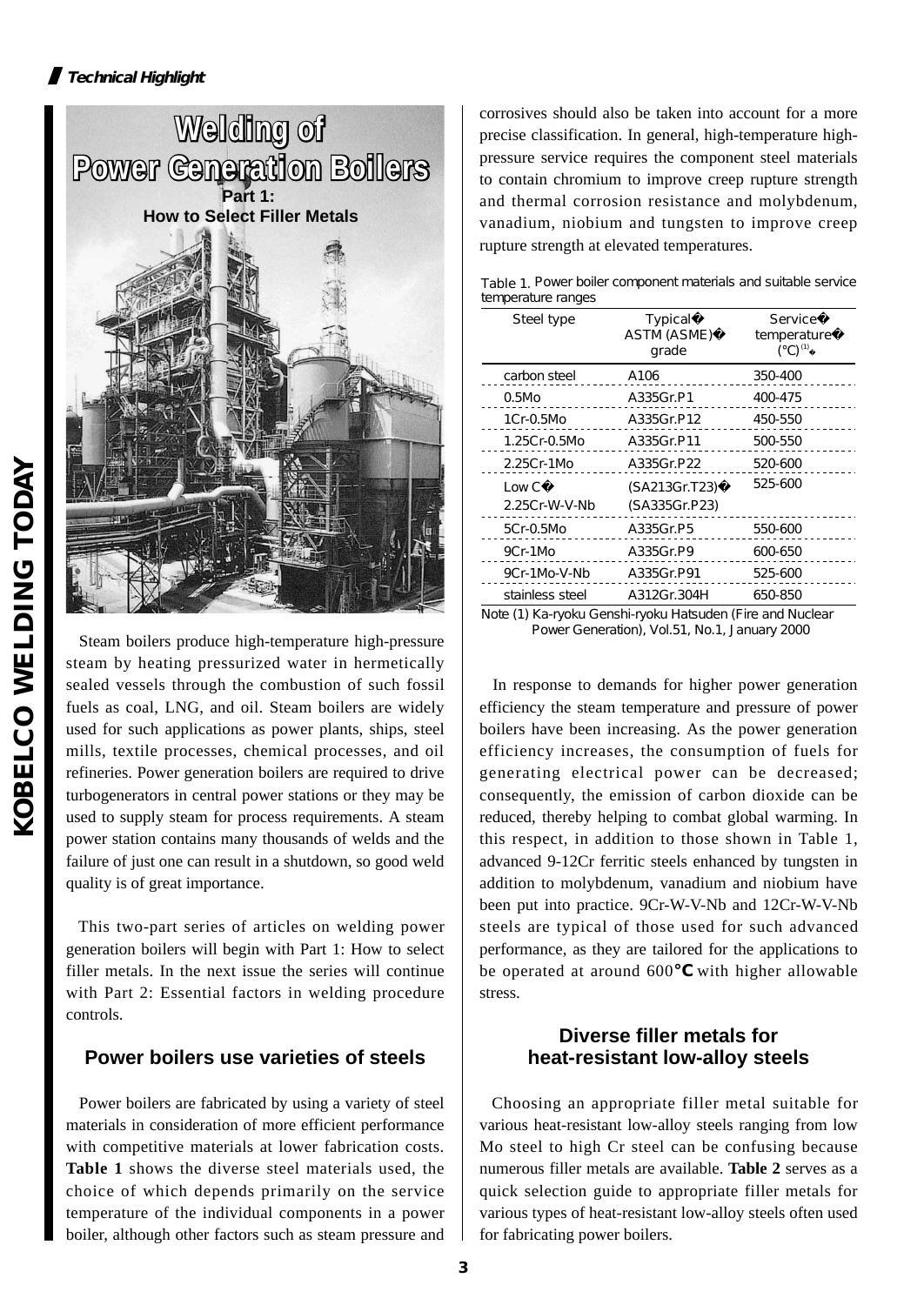*Technical Highlight*

# Welding of Power Generation Boilers

## Part 1: How to Select Filler Metals

Steam boilers produce high-temperature high-pressure steam by heating pressurized water in hermetically sealed vessels through the combustion of such fossil fuels as coal, LNG, and oil. Steam boilers are widely used for such applications as power plants, ships, steel mills, textile processes, chemical processes, and oil refineries. Power generation boilers are required to drive turbogenerators in central power stations or they may be used to supply steam for process requirements. A steam power station contains many thousands of welds and the failure of just one can result in a shutdown, so good weld quality is of great importance.

This two-part series of articles on welding power generation boilers will begin with Part 1: How to select filler metals. In the next issue the series will continue with Part 2: Essential factors in welding procedure controls.

### Power boilers use varieties of steels

Power boilers are fabricated by using a variety of steel materials in consideration of more efficient performance with competitive materials at lower fabrication costs. **Table 1** shows the diverse steel materials used, the choice of which depends primarily on the service temperature of the individual components in a power boiler, although other factors such as steam pressure and corrosives should also be taken into account for a more precise classification. In general, high-temperature high-pressure service requires the component steel materials to contain chromium to improve creep rupture strength and thermal corrosion resistance and molybdenum, vanadium, niobium and tungsten to improve creep rupture strength at elevated temperatures.

Table 1. Power boiler component materials and suitable service temperature ranges

| Steel type | Typical ASTM (ASME) grade | Service temperature (°C)[1] |
|---|---|---|
| carbon steel | A106 | 350-400 |
| 0.5Mo | A335Gr.P1 | 400-475 |
| 1Cr-0.5Mo | A335Gr.P12 | 450-550 |
| 1.25Cr-0.5Mo | A335Gr.P11 | 500-550 |
| 2.25Cr-1Mo | A335Gr.P22 | 520-600 |
| Low C 2.25Cr-W-V-Nb | (SA213Gr.T23) (SA335Gr.P23) | 525-600 |
| 5Cr-0.5Mo | A335Gr.P5 | 550-600 |
| 9Cr-1Mo | A335Gr.P9 | 600-650 |
| 9Cr-1Mo-V-Nb | A335Gr.P91 | 525-600 |
| stainless steel | A312Gr.304H | 650-850 |

Note (1) Ka-ryoku Genshi-ryoku Hatsuden (Fire and Nuclear Power Generation), Vol.51, No.1, January 2000

In response to demands for higher power generation efficiency the steam temperature and pressure of power boilers have been increasing. As the power generation efficiency increases, the consumption of fuels for generating electrical power can be decreased; consequently, the emission of carbon dioxide can be reduced, thereby helping to combat global warming. In this respect, in addition to those shown in Table 1, advanced 9-12Cr ferritic steels enhanced by tungsten in addition to molybdenum, vanadium and niobium have been put into practice. 9Cr-W-V-Nb and 12Cr-W-V-Nb steels are typical of those used for such advanced performance, as they are tailored for the applications to be operated at around 600°C with higher allowable stress.

### Diverse filler metals for heat-resistant low-alloy steels

Choosing an appropriate filler metal suitable for various heat-resistant low-alloy steels ranging from low Mo steel to high Cr steel can be confusing because numerous filler metals are available. **Table 2** serves as a quick selection guide to appropriate filler metals for various types of heat-resistant low-alloy steels often used for fabricating power boilers.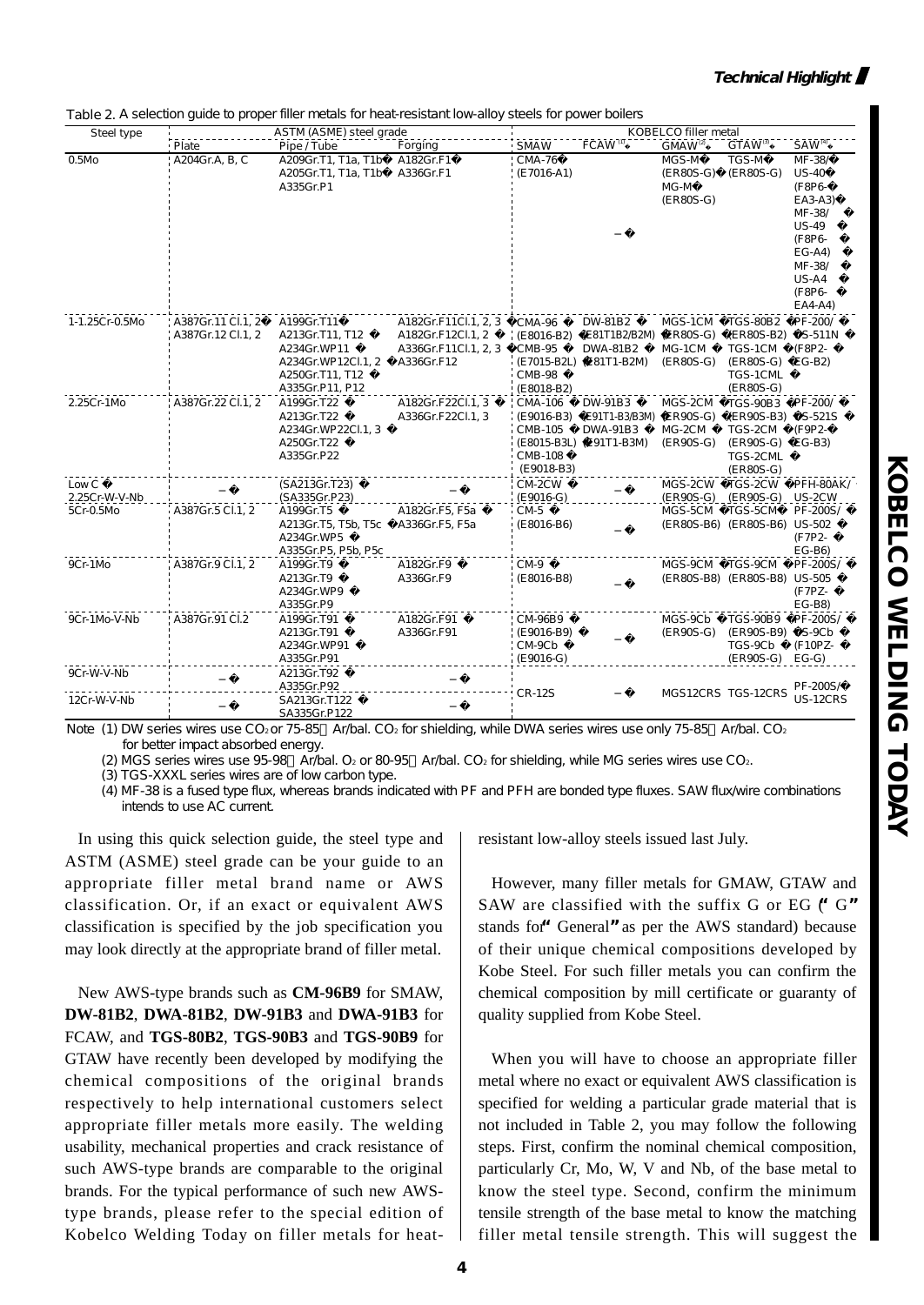Table 2. A selection guide to proper filler metals for heat-resistant low-alloy steels for power boilers

| Steel type | ASTM (ASME) steel grade | | | KOBELCO filler metal | | | | |
|---|---|---|---|---|---|---|---|---|
| | Plate | Pipe / Tube | Forging | SMAW | FCAW | GMAW | GTAW | SAW |
| 0.5Mo | A204Gr.A, B, C | A209Gr.T1, T1a, T1b A205Gr.T1, T1a, T1b A335Gr.P1 | A182Gr.F1 A336Gr.F1 | CMA-76 (E7016-A1) | – | MGS-M (ER80S-G) MG-M (ER80S-G) | TGS-M (ER80S-G) | MF-38/ US-40 (F8P6-EA3-A3) MF-38/ US-49 (F8P6-EG-A4) MF-38/ US-A4 (F8P6-EA4-A4) |
| 1-1.25Cr-0.5Mo | A387Gr.11 Cl.1, 2 A387Gr.12 Cl.1, 2 | A199Gr.T11 A213Gr.T11, T12 A234Gr.WP11 A234Gr.WP12Cl.1, 2 A250Gr.T11, T12 A335Gr.P11, P12 | A182Gr.F11Cl.1, 2, 3 A182Gr.F12Cl.1, 2 A336Gr.F11Cl.1, 2, 3 A336Gr.F12 | CMA-96 (E8016-B2) CMB-95 (E7015-B2L) CMB-98 (E8018-B2) | DW-81B2 (E81T1-B2/B2M) DWA-81B2 (E81T1-B2M) | MGS-1CM (ER80S-G) MG-1CM (ER80S-G) | TGS-80B2 (ER80S-B2) TGS-1CM (ER80S-G) TGS-1CML (ER80S-G) | PF-200/ US-511N (F8P2-EG-B2) |
| 2.25Cr-1Mo | A387Gr.22 Cl.1, 2 | A199Gr.T22 A213Gr.T22 A234Gr.WP22Cl.1, 3 A250Gr.T22 A335Gr.P22 | A182Gr.F22Cl.1, 3 A336Gr.F22Cl.1, 3 | CMA-106 (E9016-B3) CMB-105 (E8015-B3L) CMB-108 (E9018-B3) | DW-91B3 (E91T1-B3/B3M) DWA-91B3 (E91T1-B3M) | MGS-2CM (ER90S-G) MG-2CM (ER90S-G) | TGS-90B3 (ER90S-B3) TGS-2CM (ER90S-G) TGS-2CML (ER80S-G) | PF-200/ US-521S (F9P2-EG-B3) |
| Low C 2.25Cr-W-V-Nb | – | (SA213Gr.T23) (SA335Gr.P23) | – | CM-2CW (E9016-G) | – | MGS-2CW (ER90S-G) | TGS-2CW (ER90S-G) | PFH-80AK/ US-2CW |
| 5Cr-0.5Mo | A387Gr.5 Cl.1, 2 | A199Gr.T5 A213Gr.T5, T5b, T5c A234Gr.WP5 A335Gr.P5, P5b, P5c | A182Gr.F5, F5a A336Gr.F5, F5a | CM-5 (E8016-B6) | – | MGS-5CM (ER80S-B6) | TGS-5CM (ER80S-B6) | PF-200S/ US-502 (F7P2-EG-B6) |
| 9Cr-1Mo | A387Gr.9 Cl.1, 2 | A199Gr.T9 A213Gr.T9 A234Gr.WP9 A335Gr.P9 | A182Gr.F9 A336Gr.F9 | CM-9 (E8016-B8) | – | MGS-9CM (ER80S-B8) | TGS-9CM (ER80S-B8) | PF-200S/ US-505 (F7PZ-EG-B8) |
| 9Cr-1Mo-V-Nb | A387Gr.91 Cl.2 | A199Gr.T91 A213Gr.T91 A234Gr.WP91 A335Gr.P91 | A182Gr.F91 A336Gr.F91 | CM-96B9 (E9016-B9) CM-9Cb (E9016-G) | – | MGS-9Cb (ER90S-G) | TGS-90B9 (ER90S-B9) TGS-9Cb (ER90S-G) | PF-200S/ US-9Cb (F10PZ-EG-G) |
| 9Cr-W-V-Nb | – | A213Gr.T92 A335Gr.P92 | – | CR-12S | – | MGS12CRS | TGS-12CRS | PF-200S/ US-12CRS |
| 12Cr-W-V-Nb | – | SA213Gr.T122 SA335Gr.P122 | – | | | | | |

Note (1) DW series wires use $CO_2$ or 75-85%Ar/bal. $CO_2$ for shielding, while DWA series wires use only 75-85%Ar/bal. $CO_2$ for better impact absorbed energy.
(2) MGS series wires use 95-98%Ar/bal. $O_2$ or 80-95%Ar/bal. $CO_2$ for shielding, while MG series wires use $CO_2$.
(3) TGS-XXXL series wires are of low carbon type.
(4) MF-38 is a fused type flux, whereas brands indicated with PF and PFH are bonded type fluxes. SAW flux/wire combinations intends to use AC current.

In using this quick selection guide, the steel type and ASTM (ASME) steel grade can be your guide to an appropriate filler metal brand name or AWS classification. Or, if an exact or equivalent AWS classification is specified by the job specification you may look directly at the appropriate brand of filler metal.

New AWS-type brands such as **CM-96B9** for SMAW, **DW-81B2**, **DWA-81B2**, **DW-91B3** and **DWA-91B3** for FCAW, and **TGS-80B2**, **TGS-90B3** and **TGS-90B9** for GTAW have recently been developed by modifying the chemical compositions of the original brands respectively to help international customers select appropriate filler metals more easily. The welding usability, mechanical properties and crack resistance of such AWS-type brands are comparable to the original brands. For the typical performance of such new AWS-type brands, please refer to the special edition of Kobelco Welding Today on filler metals for heat-resistant low-alloy steels issued last July.

However, many filler metals for GMAW, GTAW and SAW are classified with the suffix G or EG ("G" stands for "General" as per the AWS standard) because of their unique chemical compositions developed by Kobe Steel. For such filler metals you can confirm the chemical composition by mill certificate or guaranty of quality supplied from Kobe Steel.

When you will have to choose an appropriate filler metal where no exact or equivalent AWS classification is specified for welding a particular grade material that is not included in Table 2, you may follow the following steps. First, confirm the nominal chemical composition, particularly Cr, Mo, W, V and Nb, of the base metal to know the steel type. Second, confirm the minimum tensile strength of the base metal to know the matching filler metal tensile strength. This will suggest the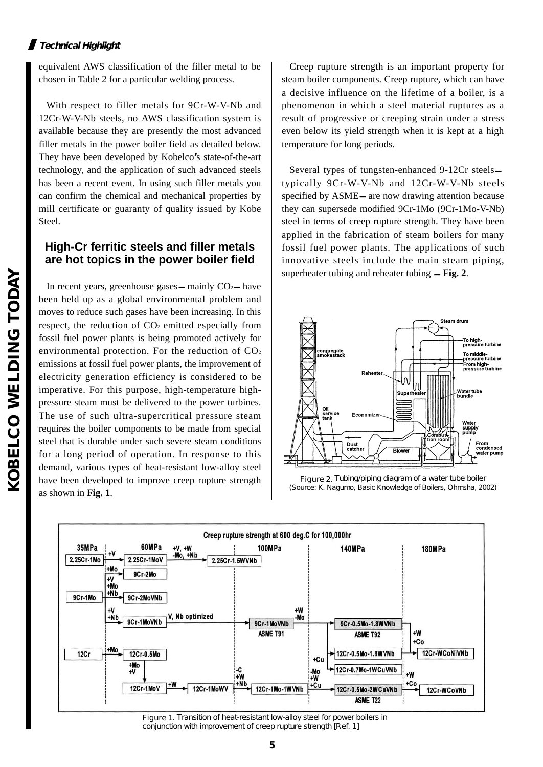equivalent AWS classification of the filler metal to be chosen in Table 2 for a particular welding process.

With respect to filler metals for 9Cr-W-V-Nb and 12Cr-W-V-Nb steels, no AWS classification system is available because they are presently the most advanced filler metals in the power boiler field as detailed below. They have been developed by Kobelco's state-of-the-art technology, and the application of such advanced steels has been a recent event. In using such filler metals you can confirm the chemical and mechanical properties by mill certificate or guaranty of quality issued by Kobe Steel.

## High-Cr ferritic steels and filler metals are hot topics in the power boiler field

In recent years, greenhouse gases — mainly $CO_2$ — have been held up as a global environmental problem and moves to reduce such gases have been increasing. In this respect, the reduction of $CO_2$ emitted especially from fossil fuel power plants is being promoted actively for environmental protection. For the reduction of $CO_2$ emissions at fossil fuel power plants, the improvement of electricity generation efficiency is considered to be imperative. For this purpose, high-temperature high-pressure steam must be delivered to the power turbines. The use of such ultra-supercritical pressure steam requires the boiler components to be made from special steel that is durable under such severe steam conditions for a long period of operation. In response to this demand, various types of heat-resistant low-alloy steel have been developed to improve creep rupture strength as shown in **Fig. 1**.

Creep rupture strength is an important property for steam boiler components. Creep rupture, which can have a decisive influence on the lifetime of a boiler, is a phenomenon in which a steel material ruptures as a result of progressive or creeping strain under a stress even below its yield strength when it is kept at a high temperature for long periods.

Several types of tungsten-enhanced 9-12Cr steels — typically 9Cr-W-V-Nb and 12Cr-W-V-Nb steels specified by ASME — are now drawing attention because they can supersede modified 9Cr-1Mo (9Cr-1Mo-V-Nb) steel in terms of creep rupture strength. They have been applied in the fabrication of steam boilers for many fossil fuel power plants. The applications of such innovative steels include the main steam piping, superheater tubing and reheater tubing — **Fig. 2**.

Figure 2. Tubing/piping diagram of a water tube boiler
(Source: K. Nagumo, Basic Knowledge of Boilers, Ohmsha, 2002)

Figure 1. Transition of heat-resistant low-alloy steel for power boilers in conjunction with improvement of creep rupture strength [Ref. 1]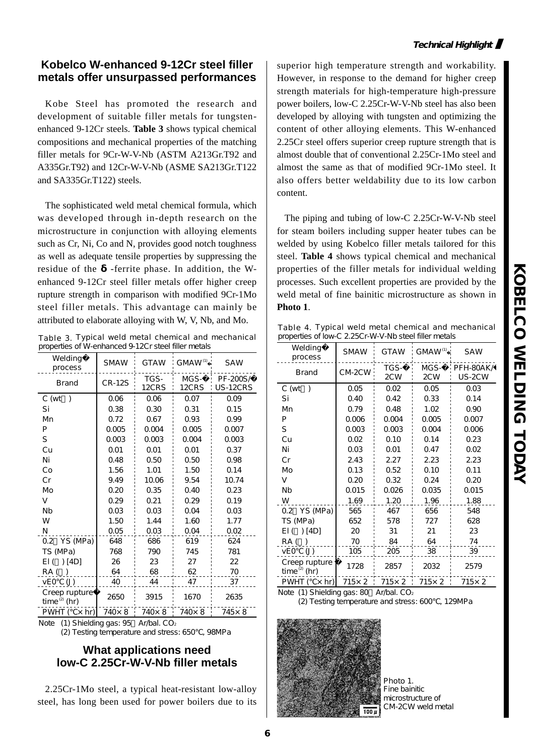## Kobelco W-enhanced 9-12Cr steel filler metals offer unsurpassed performances

Kobe Steel has promoted the research and development of suitable filler metals for tungsten-enhanced 9-12Cr steels. **Table 3** shows typical chemical compositions and mechanical properties of the matching filler metals for 9Cr-W-V-Nb (ASTM A213Gr.T92 and A335Gr.T92) and 12Cr-W-V-Nb (ASME SA213Gr.T122 and SA335Gr.T122) steels.

The sophisticated weld metal chemical formula, which was developed through in-depth research on the microstructure in conjunction with alloying elements such as Cr, Ni, Co and N, provides good notch toughness as well as adequate tensile properties by suppressing the residue of the **δ**-ferrite phase. In addition, the W-enhanced 9-12Cr steel filler metals offer higher creep rupture strength in comparison with modified 9Cr-1Mo steel filler metals. This advantage can mainly be attributed to elaborate alloying with W, V, Nb, and Mo.

Table 3. Typical weld metal chemical and mechanical properties of W-enhanced 9-12Cr steel filler metals

| Welding process | SMAW | GTAW | GMAW (1) | SAW |
|---|---|---|---|---|
| Brand | CR-12S | TGS-12CRS | MGS-12CRS | PF-200S/US-12CRS |
| C (wt%) | 0.06 | 0.06 | 0.07 | 0.09 |
| Si | 0.38 | 0.30 | 0.31 | 0.15 |
| Mn | 0.72 | 0.67 | 0.93 | 0.99 |
| P | 0.005 | 0.004 | 0.005 | 0.007 |
| S | 0.003 | 0.003 | 0.004 | 0.003 |
| Cu | 0.01 | 0.01 | 0.01 | 0.37 |
| Ni | 0.48 | 0.50 | 0.50 | 0.98 |
| Co | 1.56 | 1.01 | 1.50 | 0.14 |
| Cr | 9.49 | 10.06 | 9.54 | 10.74 |
| Mo | 0.20 | 0.35 | 0.40 | 0.23 |
| V | 0.29 | 0.21 | 0.29 | 0.19 |
| Nb | 0.03 | 0.03 | 0.04 | 0.03 |
| W | 1.50 | 1.44 | 1.60 | 1.77 |
| N | 0.05 | 0.03 | 0.04 | 0.02 |
| 0.2% YS (MPa) | 648 | 686 | 619 | 624 |
| TS (MPa) | 768 | 790 | 745 | 781 |
| El (%) [4D] | 26 | 23 | 27 | 22 |
| RA (%) | 64 | 68 | 62 | 70 |
| vE0°C (J) | 40 | 44 | 47 | 37 |
| Creep rupture time (2) (hr) | 2650 | 3915 | 1670 | 2635 |
| PWHT (°C× hr) | 740× 8 | 740× 8 | 740× 8 | 745× 8 |

Note (1) Shielding gas: 95%Ar/bal. $CO_2$
(2) Testing temperature and stress: 650°C, 98MPa

## What applications need low-C 2.25Cr-W-V-Nb filler metals

2.25Cr-1Mo steel, a typical heat-resistant low-alloy steel, has long been used for power boilers due to its superior high temperature strength and workability. However, in response to the demand for higher creep strength materials for high-temperature high-pressure power boilers, low-C 2.25Cr-W-V-Nb steel has also been developed by alloying with tungsten and optimizing the content of other alloying elements. This W-enhanced 2.25Cr steel offers superior creep rupture strength that is almost double that of conventional 2.25Cr-1Mo steel and almost the same as that of modified 9Cr-1Mo steel. It also offers better weldability due to its low carbon content.

The piping and tubing of low-C 2.25Cr-W-V-Nb steel for steam boilers including supper heater tubes can be welded by using Kobelco filler metals tailored for this steel. **Table 4** shows typical chemical and mechanical properties of the filler metals for individual welding processes. Such excellent properties are provided by the weld metal of fine bainitic microstructure as shown in **Photo 1**.

Table 4. Typical weld metal chemical and mechanical properties of low-C 2.25Cr-W-V-Nb steel filler metals

| Welding process | SMAW | GTAW | GMAW (1) | SAW |
|---|---|---|---|---|
| Brand | CM-2CW | TGS-2CW | MGS-2CW | PFH-80AK/US-2CW |
| C (wt%) | 0.05 | 0.02 | 0.05 | 0.03 |
| Si | 0.40 | 0.42 | 0.33 | 0.14 |
| Mn | 0.79 | 0.48 | 1.02 | 0.90 |
| P | 0.006 | 0.004 | 0.005 | 0.007 |
| S | 0.003 | 0.003 | 0.004 | 0.006 |
| Cu | 0.02 | 0.10 | 0.14 | 0.23 |
| Ni | 0.03 | 0.01 | 0.47 | 0.02 |
| Cr | 2.43 | 2.27 | 2.23 | 2.23 |
| Mo | 0.13 | 0.52 | 0.10 | 0.11 |
| V | 0.20 | 0.32 | 0.24 | 0.20 |
| Nb | 0.015 | 0.026 | 0.035 | 0.015 |
| W | 1.69 | 1.20 | 1.96 | 1.88 |
| 0.2% YS (MPa) | 565 | 467 | 656 | 548 |
| TS (MPa) | 652 | 578 | 727 | 628 |
| El (%) [4D] | 20 | 31 | 21 | 23 |
| RA (%) | 70 | 84 | 64 | 74 |
| vE0°C (J) | 105 | 205 | 38 | 39 |
| Creep rupture time (2) (hr) | 1728 | 2857 | 2032 | 2579 |
| PWHT (°C× hr) | 715× 2 | 715× 2 | 715× 2 | 715× 2 |

Note (1) Shielding gas: 80%Ar/bal. $CO_2$
(2) Testing temperature and stress: 600°C, 129MPa

Photo 1. Fine bainitic microstructure of CM-2CW weld metal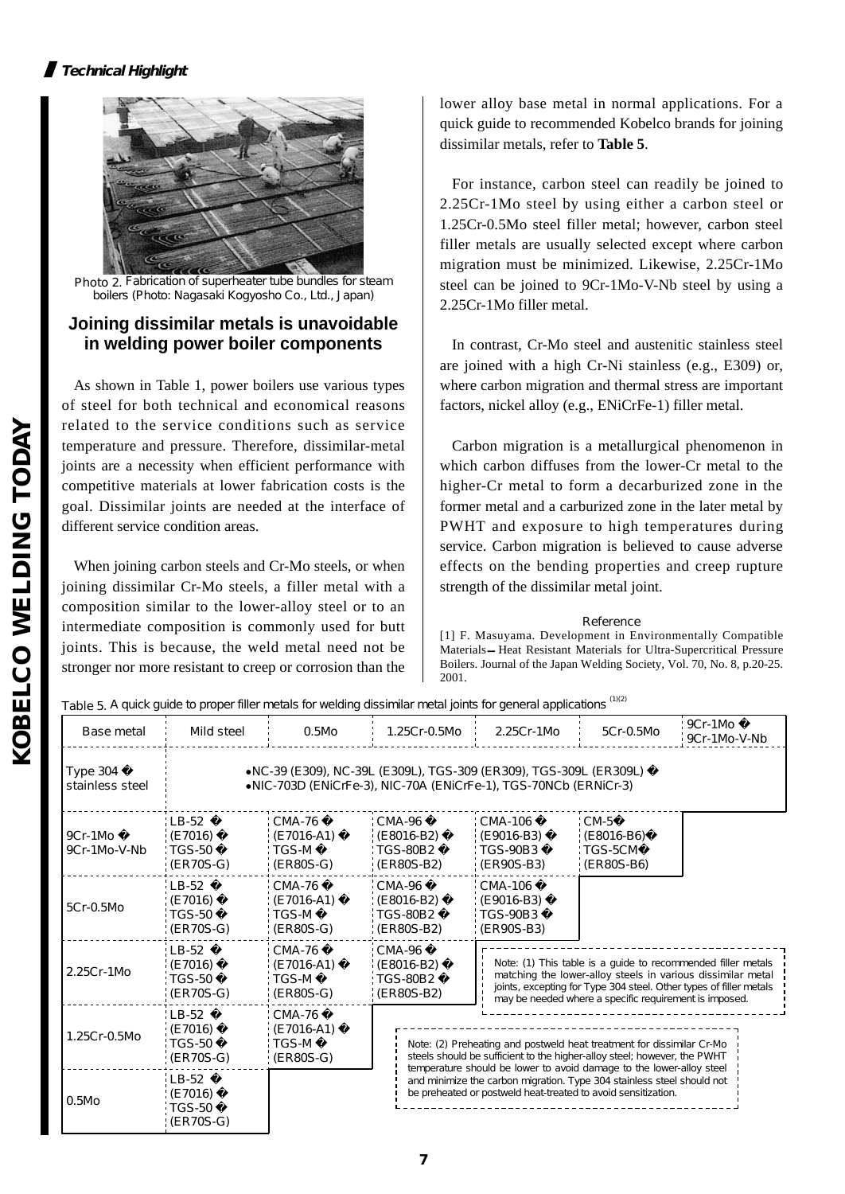*Technical Highlight*

Photo 2. Fabrication of superheater tube bundles for steam boilers (Photo: Nagasaki Kogyosho Co., Ltd., Japan)

## Joining dissimilar metals is unavoidable in welding power boiler components

As shown in Table 1, power boilers use various types of steel for both technical and economical reasons related to the service conditions such as service temperature and pressure. Therefore, dissimilar-metal joints are a necessity when efficient performance with competitive materials at lower fabrication costs is the goal. Dissimilar joints are needed at the interface of different service condition areas.

When joining carbon steels and Cr-Mo steels, or when joining dissimilar Cr-Mo steels, a filler metal with a composition similar to the lower-alloy steel or to an intermediate composition is commonly used for butt joints. This is because, the weld metal need not be stronger nor more resistant to creep or corrosion than the lower alloy base metal in normal applications. For a quick guide to recommended Kobelco brands for joining dissimilar metals, refer to **Table 5**.

For instance, carbon steel can readily be joined to 2.25Cr-1Mo steel by using either a carbon steel or 1.25Cr-0.5Mo steel filler metal; however, carbon steel filler metals are usually selected except where carbon migration must be minimized. Likewise, 2.25Cr-1Mo steel can be joined to 9Cr-1Mo-V-Nb steel by using a 2.25Cr-1Mo filler metal.

In contrast, Cr-Mo steel and austenitic stainless steel are joined with a high Cr-Ni stainless (e.g., E309) or, where carbon migration and thermal stress are important factors, nickel alloy (e.g., ENiCrFe-1) filler metal.

Carbon migration is a metallurgical phenomenon in which carbon diffuses from the lower-Cr metal to the higher-Cr metal to form a decarburized zone in the former metal and a carburized zone in the later metal by PWHT and exposure to high temperatures during service. Carbon migration is believed to cause adverse effects on the bending properties and creep rupture strength of the dissimilar metal joint.

Reference

[1] F. Masuyama. Development in Environmentally Compatible Materials ─ Heat Resistant Materials for Ultra-Supercritical Pressure Boilers. Journal of the Japan Welding Society, Vol. 70, No. 8, p.20-25. 2001.

Table 5. A quick guide to proper filler metals for welding dissimilar metal joints for general applications [(1)(2)]

| Base metal | Mild steel | 0.5Mo | 1.25Cr-0.5Mo | 2.25Cr-1Mo | 5Cr-0.5Mo | 9Cr-1Mo 9Cr-1Mo-V-Nb |
|---|---|---|---|---|---|---|
| Type 304 stainless steel | •NC-39 (E309), NC-39L (E309L), TGS-309 (ER309), TGS-309L (ER309L) •NIC-703D (ENiCrFe-3), NIC-70A (ENiCrFe-1), TGS-70NCb (ERNiCr-3) | | | | | |
| 9Cr-1Mo 9Cr-1Mo-V-Nb | LB-52 (E7016) TGS-50 (ER70S-G) | CMA-76 (E7016-A1) TGS-M (ER80S-G) | CMA-96 (E8016-B2) TGS-80B2 (ER80S-B2) | CMA-106 (E9016-B3) TGS-90B3 (ER90S-B3) | CM-5 (E8016-B6) TGS-5CM (ER80S-B6) | |
| 5Cr-0.5Mo | LB-52 (E7016) TGS-50 (ER70S-G) | CMA-76 (E7016-A1) TGS-M (ER80S-G) | CMA-96 (E8016-B2) TGS-80B2 (ER80S-B2) | CMA-106 (E9016-B3) TGS-90B3 (ER90S-B3) | | |
| 2.25Cr-1Mo | LB-52 (E7016) TGS-50 (ER70S-G) | CMA-76 (E7016-A1) TGS-M (ER80S-G) | CMA-96 (E8016-B2) TGS-80B2 (ER80S-B2) | | | |
| 1.25Cr-0.5Mo | LB-52 (E7016) TGS-50 (ER70S-G) | CMA-76 (E7016-A1) TGS-M (ER80S-G) | | | | |
| 0.5Mo | LB-52 (E7016) TGS-50 (ER70S-G) | | | | | |

Note: (1) This table is a guide to recommended filler metals matching the lower-alloy steels in various dissimilar metal joints, excepting for Type 304 steel. Other types of filler metals may be needed where a specific requirement is imposed.

Note: (2) Preheating and postweld heat treatment for dissimilar Cr-Mo steels should be sufficient to the higher-alloy steel; however, the PWHT temperature should be lower to avoid damage to the lower-alloy steel and minimize the carbon migration. Type 304 stainless steel should not be preheated or postweld heat-treated to avoid sensitization.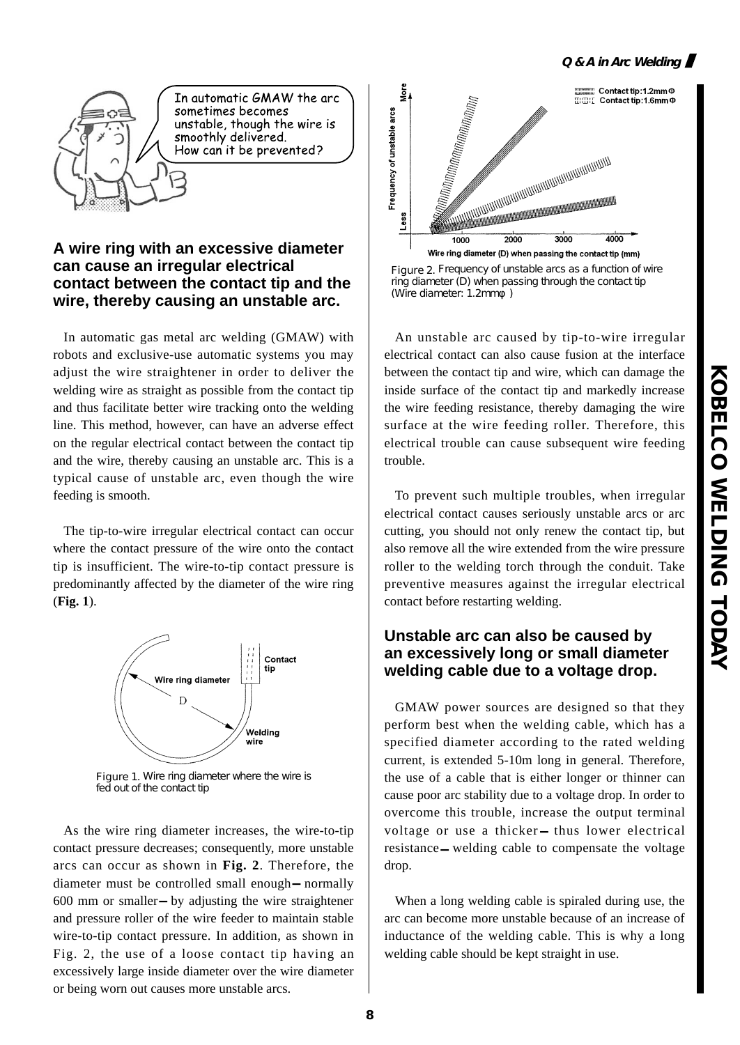In automatic GMAW the arc sometimes becomes unstable, though the wire is smoothly delivered. How can it be prevented?

## A wire ring with an excessive diameter can cause an irregular electrical contact between the contact tip and the wire, thereby causing an unstable arc.

In automatic gas metal arc welding (GMAW) with robots and exclusive-use automatic systems you may adjust the wire straightener in order to deliver the welding wire as straight as possible from the contact tip and thus facilitate better wire tracking onto the welding line. This method, however, can have an adverse effect on the regular electrical contact between the contact tip and the wire, thereby causing an unstable arc. This is a typical cause of unstable arc, even though the wire feeding is smooth.

The tip-to-wire irregular electrical contact can occur where the contact pressure of the wire onto the contact tip is insufficient. The wire-to-tip contact pressure is predominantly affected by the diameter of the wire ring (**Fig. 1**).

Contact tip
Wire ring diameter
D
Welding wire

Figure 1. Wire ring diameter where the wire is fed out of the contact tip

As the wire ring diameter increases, the wire-to-tip contact pressure decreases; consequently, more unstable arcs can occur as shown in **Fig. 2**. Therefore, the diameter must be controlled small enough—normally 600 mm or smaller—by adjusting the wire straightener and pressure roller of the wire feeder to maintain stable wire-to-tip contact pressure. In addition, as shown in Fig. 2, the use of a loose contact tip having an excessively large inside diameter over the wire diameter or being worn out causes more unstable arcs.

Contact tip:1.2mmΦ
Contact tip:1.6mmΦ
Frequency of unstable arcs (Less – More)
Wire ring diameter (D) when passing the contact tip (mm): 1000, 2000, 3000, 4000

Figure 2. Frequency of unstable arcs as a function of wire ring diameter (D) when passing through the contact tip (Wire diameter: 1.2mmφ)

An unstable arc caused by tip-to-wire irregular electrical contact can also cause fusion at the interface between the contact tip and wire, which can damage the inside surface of the contact tip and markedly increase the wire feeding resistance, thereby damaging the wire surface at the wire feeding roller. Therefore, this electrical trouble can cause subsequent wire feeding trouble.

To prevent such multiple troubles, when irregular electrical contact causes seriously unstable arcs or arc cutting, you should not only renew the contact tip, but also remove all the wire extended from the wire pressure roller to the welding torch through the conduit. Take preventive measures against the irregular electrical contact before restarting welding.

## Unstable arc can also be caused by an excessively long or small diameter welding cable due to a voltage drop.

GMAW power sources are designed so that they perform best when the welding cable, which has a specified diameter according to the rated welding current, is extended 5-10m long in general. Therefore, the use of a cable that is either longer or thinner can cause poor arc stability due to a voltage drop. In order to overcome this trouble, increase the output terminal voltage or use a thicker—thus lower electrical resistance—welding cable to compensate the voltage drop.

When a long welding cable is spiraled during use, the arc can become more unstable because of an increase of inductance of the welding cable. This is why a long welding cable should be kept straight in use.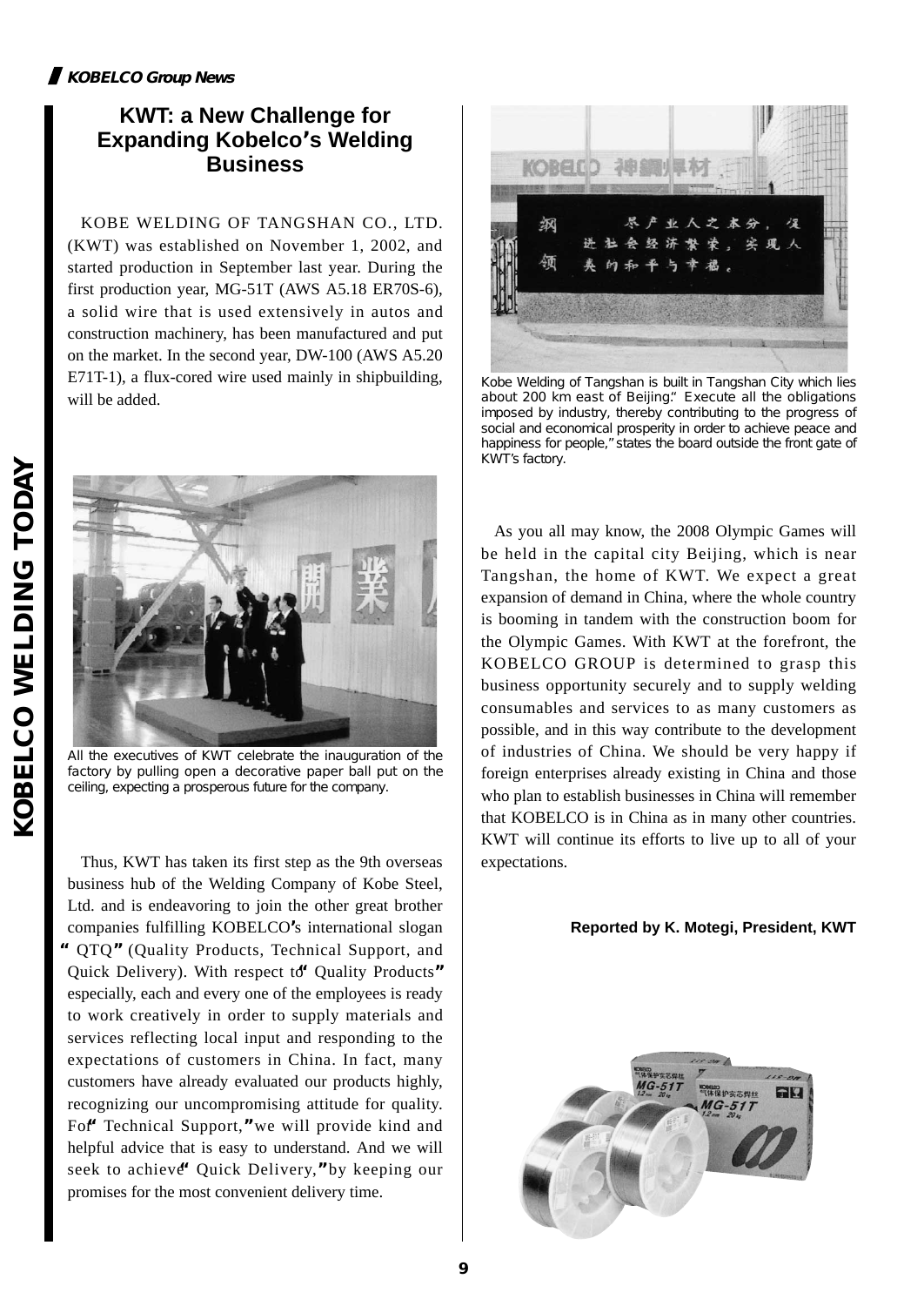# KWT: a New Challenge for Expanding Kobelco's Welding Business

KOBE WELDING OF TANGSHAN CO., LTD. (KWT) was established on November 1, 2002, and started production in September last year. During the first production year, MG-51T (AWS A5.18 ER70S-6), a solid wire that is used extensively in autos and construction machinery, has been manufactured and put on the market. In the second year, DW-100 (AWS A5.20 E71T-1), a flux-cored wire used mainly in shipbuilding, will be added.

All the executives of KWT celebrate the inauguration of the factory by pulling open a decorative paper ball put on the ceiling, expecting a prosperous future for the company.

Thus, KWT has taken its first step as the 9th overseas business hub of the Welding Company of Kobe Steel, Ltd. and is endeavoring to join the other great brother companies fulfilling KOBELCO's international slogan "QTQ" (Quality Products, Technical Support, and Quick Delivery). With respect to "Quality Products" especially, each and every one of the employees is ready to work creatively in order to supply materials and services reflecting local input and responding to the expectations of customers in China. In fact, many customers have already evaluated our products highly, recognizing our uncompromising attitude for quality. For "Technical Support," we will provide kind and helpful advice that is easy to understand. And we will seek to achieve "Quick Delivery," by keeping our promises for the most convenient delivery time.

Kobe Welding of Tangshan is built in Tangshan City which lies about 200 km east of Beijing." Execute all the obligations imposed by industry, thereby contributing to the progress of social and economical prosperity in order to achieve peace and happiness for people," states the board outside the front gate of KWT's factory.

As you all may know, the 2008 Olympic Games will be held in the capital city Beijing, which is near Tangshan, the home of KWT. We expect a great expansion of demand in China, where the whole country is booming in tandem with the construction boom for the Olympic Games. With KWT at the forefront, the KOBELCO GROUP is determined to grasp this business opportunity securely and to supply welding consumables and services to as many customers as possible, and in this way contribute to the development of industries of China. We should be very happy if foreign enterprises already existing in China and those who plan to establish businesses in China will remember that KOBELCO is in China as in many other countries. KWT will continue its efforts to live up to all of your expectations.

**Reported by K. Motegi, President, KWT**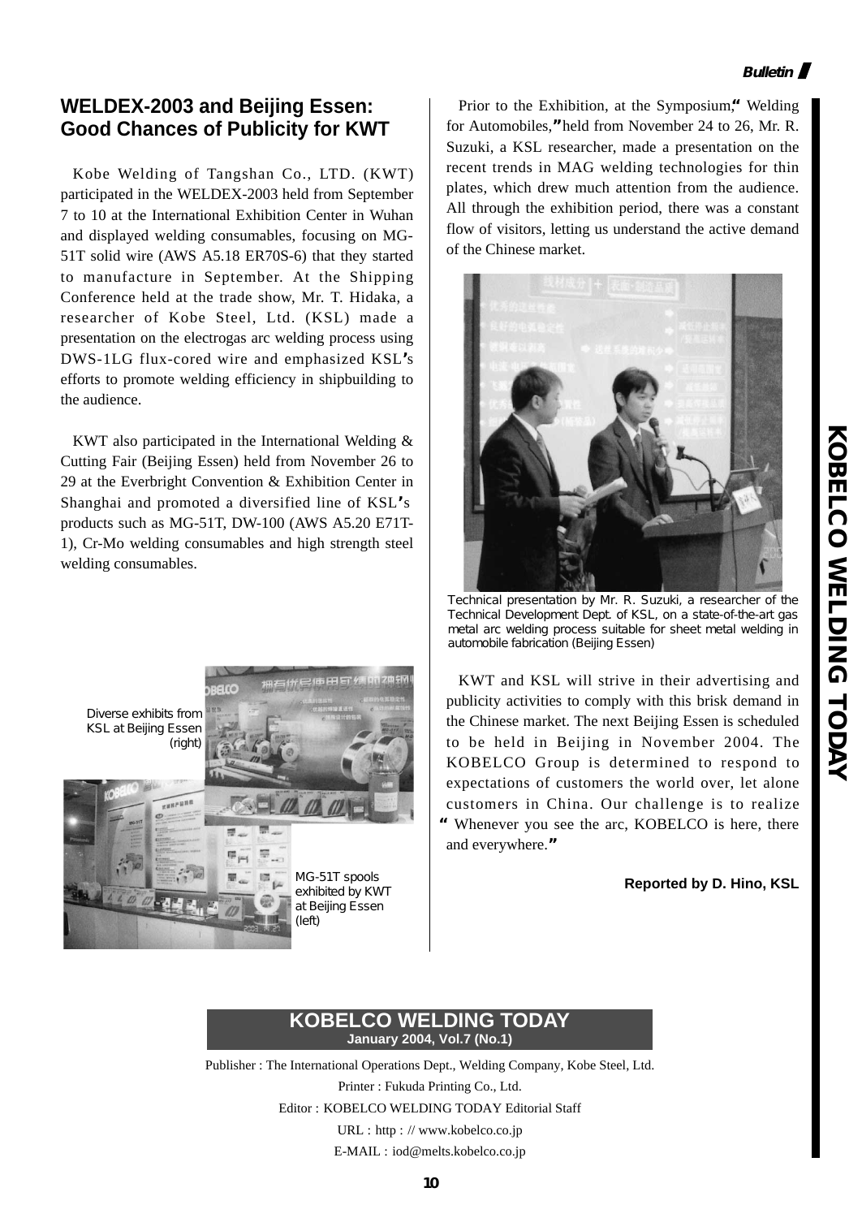## WELDEX-2003 and Beijing Essen: Good Chances of Publicity for KWT

Kobe Welding of Tangshan Co., LTD. (KWT) participated in the WELDEX-2003 held from September 7 to 10 at the International Exhibition Center in Wuhan and displayed welding consumables, focusing on MG-51T solid wire (AWS A5.18 ER70S-6) that they started to manufacture in September. At the Shipping Conference held at the trade show, Mr. T. Hidaka, a researcher of Kobe Steel, Ltd. (KSL) made a presentation on the electrogas arc welding process using DWS-1LG flux-cored wire and emphasized KSL's efforts to promote welding efficiency in shipbuilding to the audience.

KWT also participated in the International Welding & Cutting Fair (Beijing Essen) held from November 26 to 29 at the Everbright Convention & Exhibition Center in Shanghai and promoted a diversified line of KSL's products such as MG-51T, DW-100 (AWS A5.20 E71T-1), Cr-Mo welding consumables and high strength steel welding consumables.

Diverse exhibits from KSL at Beijing Essen (right)

MG-51T spools exhibited by KWT at Beijing Essen (left)

Prior to the Exhibition, at the Symposium,"Welding for Automobiles,"held from November 24 to 26, Mr. R. Suzuki, a KSL researcher, made a presentation on the recent trends in MAG welding technologies for thin plates, which drew much attention from the audience. All through the exhibition period, there was a constant flow of visitors, letting us understand the active demand of the Chinese market.

Technical presentation by Mr. R. Suzuki, a researcher of the Technical Development Dept. of KSL, on a state-of-the-art gas metal arc welding process suitable for sheet metal welding in automobile fabrication (Beijing Essen)

KWT and KSL will strive in their advertising and publicity activities to comply with this brisk demand in the Chinese market. The next Beijing Essen is scheduled to be held in Beijing in November 2004. The KOBELCO Group is determined to respond to expectations of customers the world over, let alone customers in China. Our challenge is to realize "Whenever you see the arc, KOBELCO is here, there and everywhere."

**Reported by D. Hino, KSL**

**KOBELCO WELDING TODAY**
**January 2004, Vol.7 (No.1)**

Publisher : The International Operations Dept., Welding Company, Kobe Steel, Ltd.
Printer : Fukuda Printing Co., Ltd.
Editor : KOBELCO WELDING TODAY Editorial Staff
URL : http : // www.kobelco.co.jp
E-MAIL : iod@melts.kobelco.co.jp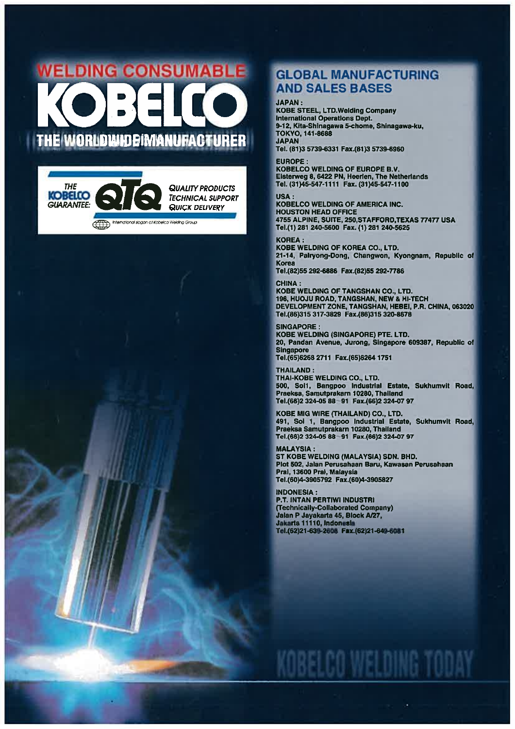# WELDING CONSUMABLE

# KOBELCO

## THE WORLDWIDE MANUFACTURER

THE KOBELCO GUARANTEE: QTQ

QUALITY PRODUCTS
TECHNICAL SUPPORT
QUICK DELIVERY

International slogan of Kobelco Welding Group

## GLOBAL MANUFACTURING AND SALES BASES

**JAPAN :**
KOBE STEEL, LTD.Welding Company
International Operations Dept.
9-12, Kita-Shinagawa 5-chome, Shinagawa-ku,
TOKYO, 141-8688
JAPAN
Tel. (81)3 5739-6331 Fax.(81)3 5739-6960

**EUROPE :**
KOBELCO WELDING OF EUROPE B.V.
Eisterweg 8, 6422 PN, Heerlen, The Netherlands
Tel. (31)45-547-1111 Fax. (31)45-547-1100

**USA :**
KOBELCO WELDING OF AMERICA INC.
HOUSTON HEAD OFFICE
4755 ALPINE, SUITE, 250,STAFFORD,TEXAS 77477 USA
Tel.(1) 281 240-5600 Fax. (1) 281 240-5625

**KOREA :**
KOBE WELDING OF KOREA CO., LTD.
21-14, Palryong-Dong, Changwon, Kyongnam, Republic of Korea
Tel.(82)55 292-6886 Fax.(82)55 292-7786

**CHINA :**
KOBE WELDING OF TANGSHAN CO., LTD.
196, HUOJU ROAD, TANGSHAN, NEW & HI-TECH DEVELOPMENT ZONE, TANGSHAN, HEBEI, P.R. CHINA, 063020
Tel.(86)315 317-3829 Fax.(86)315 320-8678

**SINGAPORE :**
KOBE WELDING (SINGAPORE) PTE. LTD.
20, Pandan Avenue, Jurong, Singapore 609387, Republic of Singapore
Tel.(65)6268 2711 Fax.(65)6264 1751

**THAILAND :**
THAI-KOBE WELDING CO., LTD.
500, Soi1, Bangpoo Industrial Estate, Sukhumvit Road, Praeksa, Samutprakarn 10280, Thailand
Tel.(66)2 324-05 88~91 Fax.(66)2 324-07 97

KOBE MIG WIRE (THAILAND) CO., LTD.
491, Soi 1, Bangpoo Industrial Estate, Sukhumvit Road, Praeksa Samutprakarn 10280, Thailand
Tel.(66)2 324-05 88~91 Fax.(66)2 324-07 97

**MALAYSIA :**
ST KOBE WELDING (MALAYSIA) SDN. BHD.
Plot 502, Jalan Perusahaan Baru, Kawasan Perusahaan Prai, 13600 Prai, Malaysia
Tel.(60)4-3905792 Fax.(60)4-3905827

**INDONESIA :**
P.T. INTAN PERTIWI INDUSTRI
(Technically-Collaborated Company)
Jalan P Jayakarta 45, Block A/27,
Jakarta 11110, Indonesia
Tel.(62)21-639-2608 Fax.(62)21-649-6081

KOBELCO WELDING TODAY